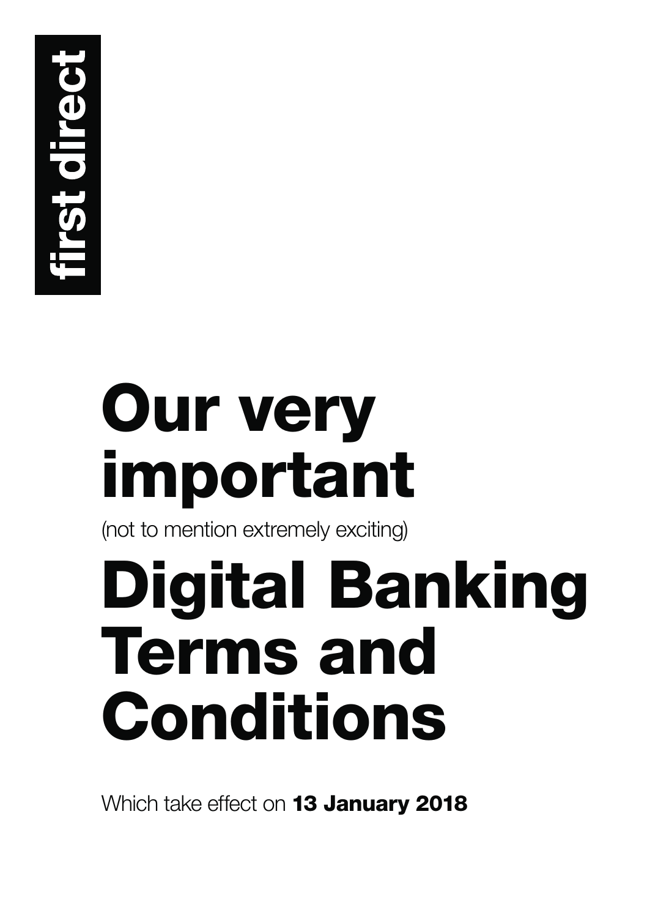first direct

# Our very important

(not to mention extremely exciting)

# Digital Banking Terms and Conditions

Which take effect on **13 January 2018**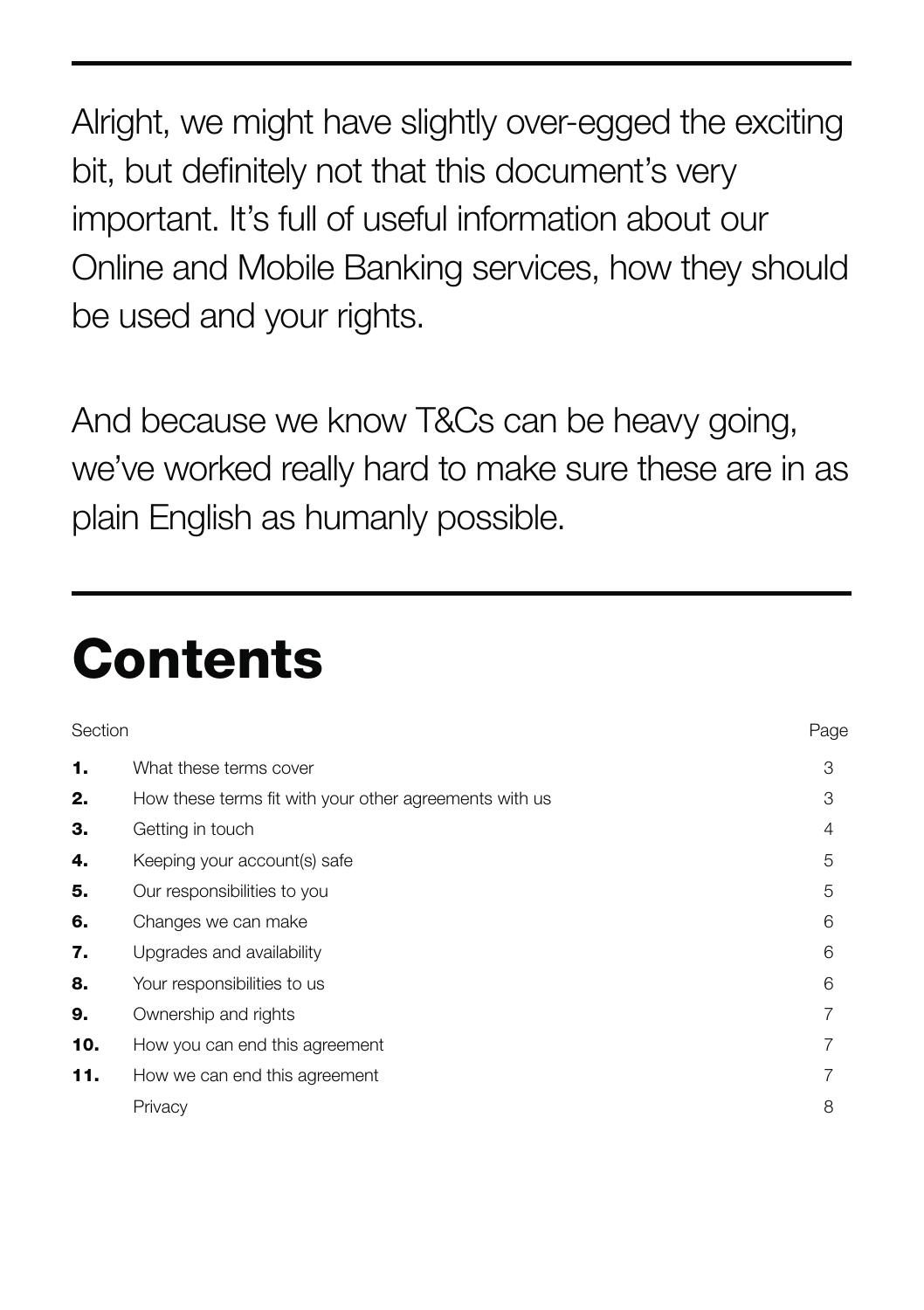Alright, we might have slightly over-egged the exciting bit, but definitely not that this document's very important. It's full of useful information about our Online and Mobile Banking services, how they should be used and your rights.

And because we know T&Cs can be heavy going, we've worked really hard to make sure these are in as plain English as humanly possible.

# Contents

| Section | | Page |
|---|---|---|
| **1.** | What these terms cover | 3 |
| **2.** | How these terms fit with your other agreements with us | 3 |
| **3.** | Getting in touch | 4 |
| **4.** | Keeping your account(s) safe | 5 |
| **5.** | Our responsibilities to you | 5 |
| **6.** | Changes we can make | 6 |
| **7.** | Upgrades and availability | 6 |
| **8.** | Your responsibilities to us | 6 |
| **9.** | Ownership and rights | 7 |
| **10.** | How you can end this agreement | 7 |
| **11.** | How we can end this agreement | 7 |
| | Privacy | 8 |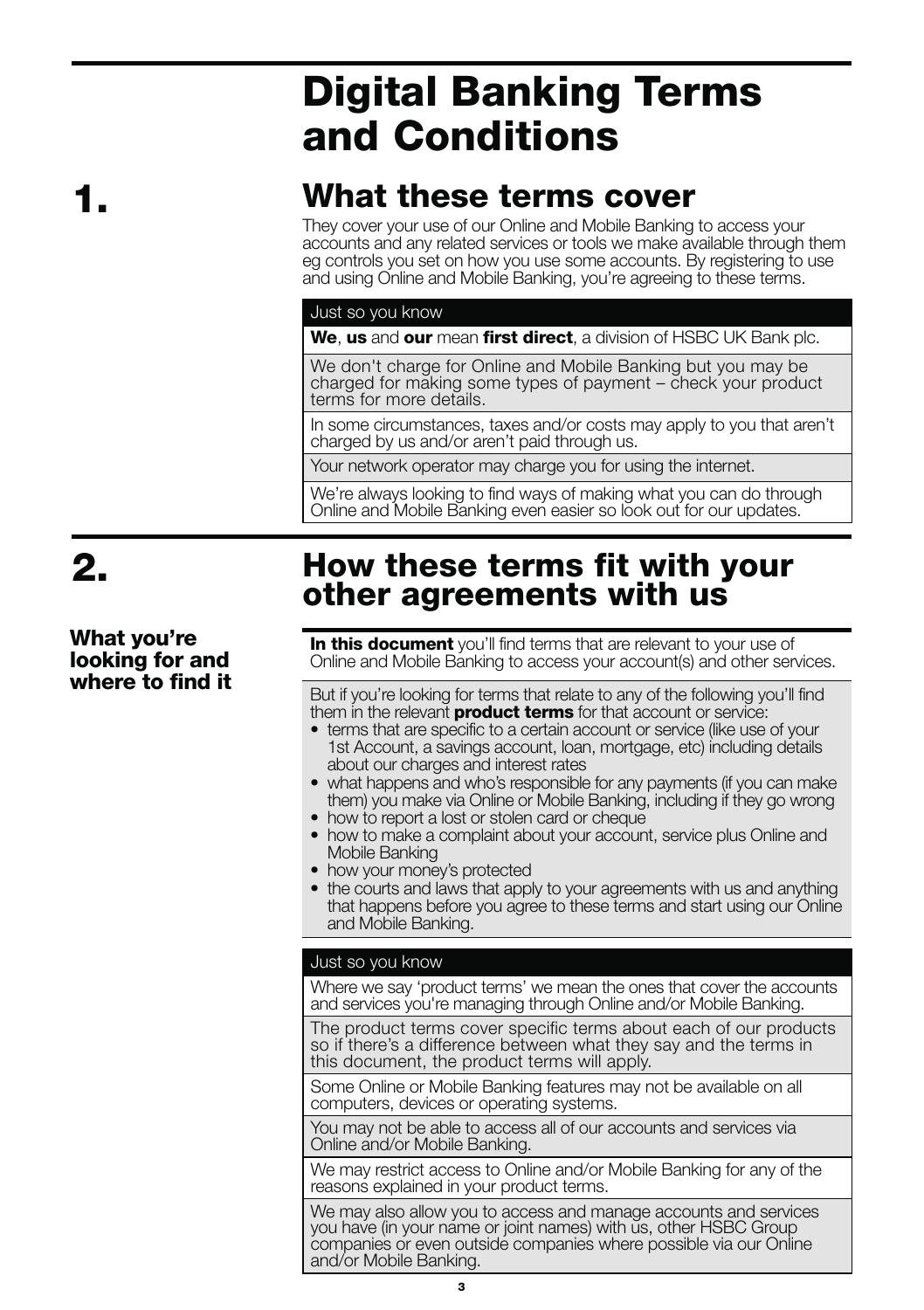# Digital Banking Terms and Conditions

## 1. What these terms cover

They cover your use of our Online and Mobile Banking to access your accounts and any related services or tools we make available through them eg controls you set on how you use some accounts. By registering to use and using Online and Mobile Banking, you're agreeing to these terms.

| Just so you know |
| --- |
| **We**, **us** and **our** mean **first direct**, a division of HSBC UK Bank plc. |
| We don't charge for Online and Mobile Banking but you may be charged for making some types of payment – check your product terms for more details. |
| In some circumstances, taxes and/or costs may apply to you that aren't charged by us and/or aren't paid through us. |
| Your network operator may charge you for using the internet. |
| We're always looking to find ways of making what you can do through Online and Mobile Banking even easier so look out for our updates. |

## 2. How these terms fit with your other agreements with us

### What you're looking for and where to find it

**In this document** you'll find terms that are relevant to your use of Online and Mobile Banking to access your account(s) and other services.

But if you're looking for terms that relate to any of the following you'll find them in the relevant **product terms** for that account or service:

- terms that are specific to a certain account or service (like use of your 1st Account, a savings account, loan, mortgage, etc) including details about our charges and interest rates
- what happens and who's responsible for any payments (if you can make them) you make via Online or Mobile Banking, including if they go wrong
- how to report a lost or stolen card or cheque
- how to make a complaint about your account, service plus Online and Mobile Banking
- how your money's protected
- the courts and laws that apply to your agreements with us and anything that happens before you agree to these terms and start using our Online and Mobile Banking.

| Just so you know |
| --- |
| Where we say 'product terms' we mean the ones that cover the accounts and services you're managing through Online and/or Mobile Banking. |
| The product terms cover specific terms about each of our products so if there's a difference between what they say and the terms in this document, the product terms will apply. |
| Some Online or Mobile Banking features may not be available on all computers, devices or operating systems. |
| You may not be able to access all of our accounts and services via Online and/or Mobile Banking. |
| We may restrict access to Online and/or Mobile Banking for any of the reasons explained in your product terms. |
| We may also allow you to access and manage accounts and services you have (in your name or joint names) with us, other HSBC Group companies or even outside companies where possible via our Online and/or Mobile Banking. |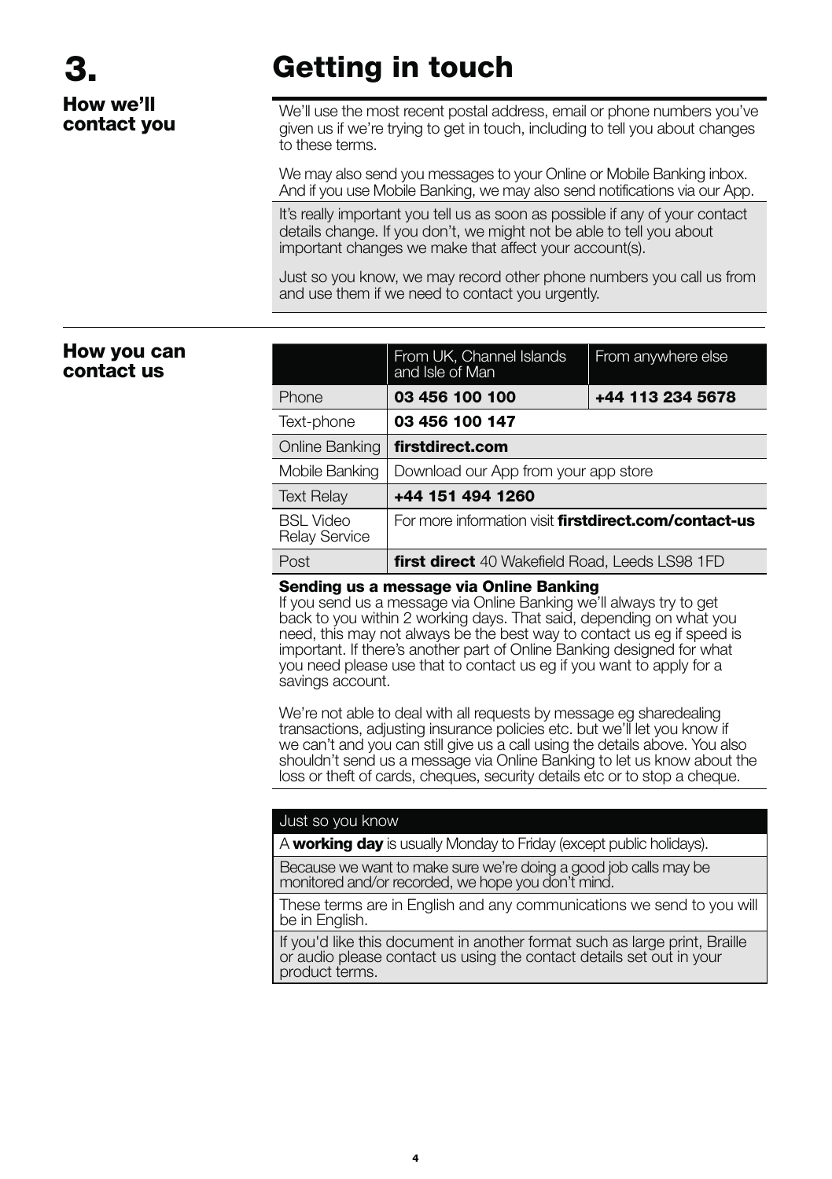# 3. Getting in touch

## How we'll contact you

We'll use the most recent postal address, email or phone numbers you've given us if we're trying to get in touch, including to tell you about changes to these terms.

We may also send you messages to your Online or Mobile Banking inbox. And if you use Mobile Banking, we may also send notifications via our App.

It's really important you tell us as soon as possible if any of your contact details change. If you don't, we might not be able to tell you about important changes we make that affect your account(s).

Just so you know, we may record other phone numbers you call us from and use them if we need to contact you urgently.

## How you can contact us

| | From UK, Channel Islands and Isle of Man | From anywhere else |
|---|---|---|
| Phone | **03 456 100 100** | **+44 113 234 5678** |
| Text-phone | **03 456 100 147** | |
| Online Banking | **firstdirect.com** | |
| Mobile Banking | Download our App from your app store | |
| Text Relay | **+44 151 494 1260** | |
| BSL Video Relay Service | For more information visit **firstdirect.com/contact-us** | |
| Post | **first direct** 40 Wakefield Road, Leeds LS98 1FD | |

**Sending us a message via Online Banking**
If you send us a message via Online Banking we'll always try to get back to you within 2 working days. That said, depending on what you need, this may not always be the best way to contact us eg if speed is important. If there's another part of Online Banking designed for what you need please use that to contact us eg if you want to apply for a savings account.

We're not able to deal with all requests by message eg sharedealing transactions, adjusting insurance policies etc. but we'll let you know if we can't and you can still give us a call using the details above. You also shouldn't send us a message via Online Banking to let us know about the loss or theft of cards, cheques, security details etc or to stop a cheque.

| Just so you know |
|---|
| A **working day** is usually Monday to Friday (except public holidays). |
| Because we want to make sure we're doing a good job calls may be monitored and/or recorded, we hope you don't mind. |
| These terms are in English and any communications we send to you will be in English. |
| If you'd like this document in another format such as large print, Braille or audio please contact us using the contact details set out in your product terms. |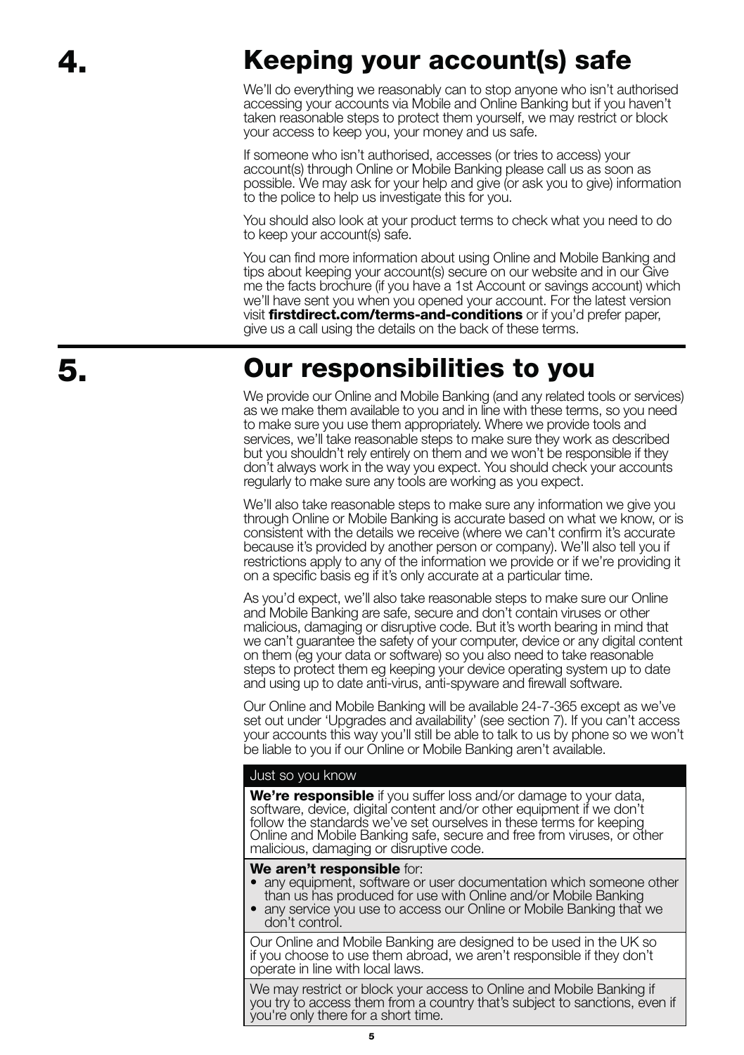# 4. Keeping your account(s) safe

We'll do everything we reasonably can to stop anyone who isn't authorised accessing your accounts via Mobile and Online Banking but if you haven't taken reasonable steps to protect them yourself, we may restrict or block your access to keep you, your money and us safe.

If someone who isn't authorised, accesses (or tries to access) your account(s) through Online or Mobile Banking please call us as soon as possible. We may ask for your help and give (or ask you to give) information to the police to help us investigate this for you.

You should also look at your product terms to check what you need to do to keep your account(s) safe.

You can find more information about using Online and Mobile Banking and tips about keeping your account(s) secure on our website and in our Give me the facts brochure (if you have a 1st Account or savings account) which we'll have sent you when you opened your account. For the latest version visit **firstdirect.com/terms-and-conditions** or if you'd prefer paper, give us a call using the details on the back of these terms.

# 5. Our responsibilities to you

We provide our Online and Mobile Banking (and any related tools or services) as we make them available to you and in line with these terms, so you need to make sure you use them appropriately. Where we provide tools and services, we'll take reasonable steps to make sure they work as described but you shouldn't rely entirely on them and we won't be responsible if they don't always work in the way you expect. You should check your accounts regularly to make sure any tools are working as you expect.

We'll also take reasonable steps to make sure any information we give you through Online or Mobile Banking is accurate based on what we know, or is consistent with the details we receive (where we can't confirm it's accurate because it's provided by another person or company). We'll also tell you if restrictions apply to any of the information we provide or if we're providing it on a specific basis eg if it's only accurate at a particular time.

As you'd expect, we'll also take reasonable steps to make sure our Online and Mobile Banking are safe, secure and don't contain viruses or other malicious, damaging or disruptive code. But it's worth bearing in mind that we can't guarantee the safety of your computer, device or any digital content on them (eg your data or software) so you also need to take reasonable steps to protect them eg keeping your device operating system up to date and using up to date anti-virus, anti-spyware and firewall software.

Our Online and Mobile Banking will be available 24-7-365 except as we've set out under 'Upgrades and availability' (see section 7). If you can't access your accounts this way you'll still be able to talk to us by phone so we won't be liable to you if our Online or Mobile Banking aren't available.

**Just so you know**

**We're responsible** if you suffer loss and/or damage to your data, software, device, digital content and/or other equipment if we don't follow the standards we've set ourselves in these terms for keeping Online and Mobile Banking safe, secure and free from viruses, or other malicious, damaging or disruptive code.

**We aren't responsible** for:

- any equipment, software or user documentation which someone other than us has produced for use with Online and/or Mobile Banking
- any service you use to access our Online or Mobile Banking that we don't control.

Our Online and Mobile Banking are designed to be used in the UK so if you choose to use them abroad, we aren't responsible if they don't operate in line with local laws.

We may restrict or block your access to Online and Mobile Banking if you try to access them from a country that's subject to sanctions, even if you're only there for a short time.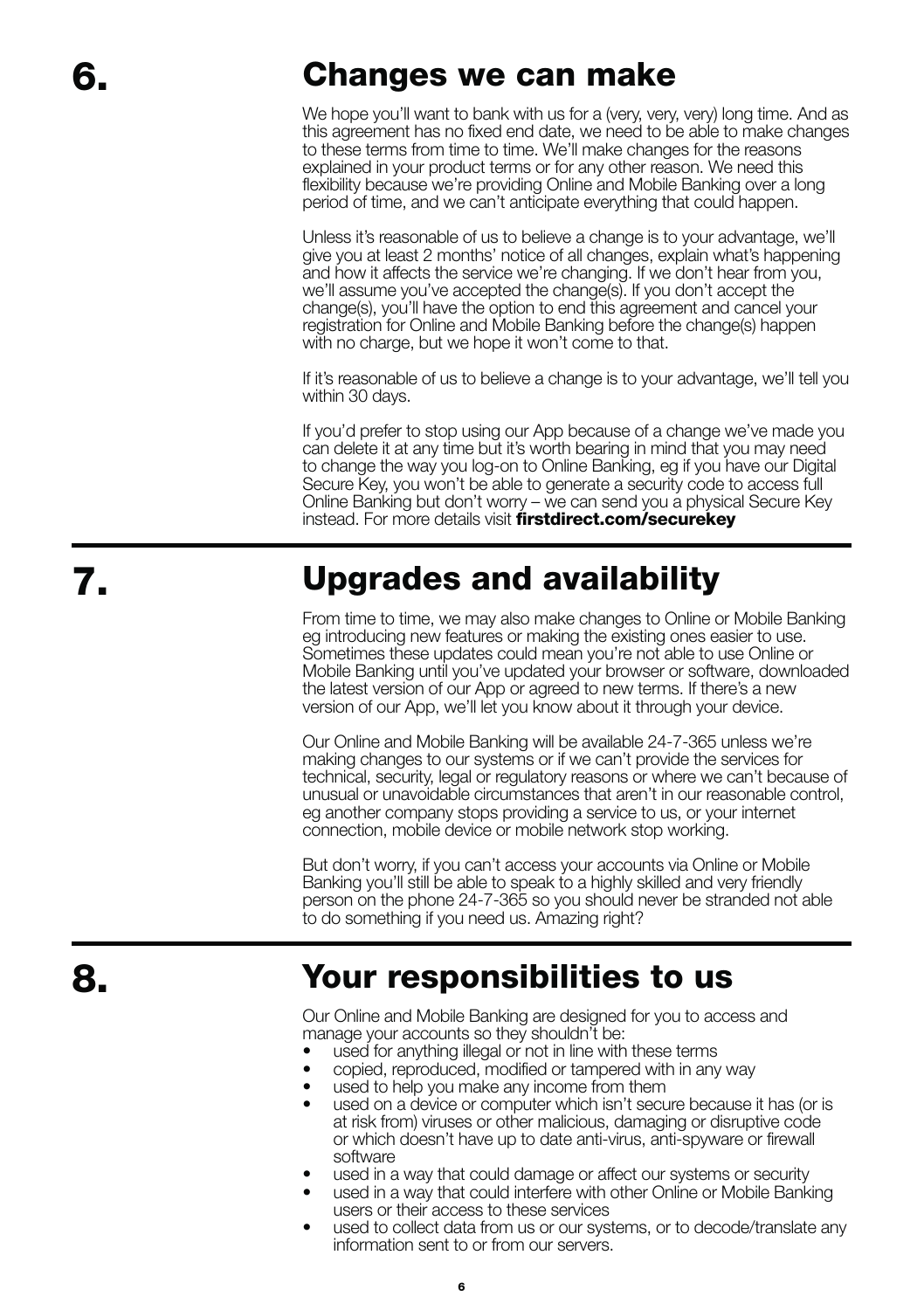## 6. Changes we can make

We hope you'll want to bank with us for a (very, very, very) long time. And as this agreement has no fixed end date, we need to be able to make changes to these terms from time to time. We'll make changes for the reasons explained in your product terms or for any other reason. We need this flexibility because we're providing Online and Mobile Banking over a long period of time, and we can't anticipate everything that could happen.

Unless it's reasonable of us to believe a change is to your advantage, we'll give you at least 2 months' notice of all changes, explain what's happening and how it affects the service we're changing. If we don't hear from you, we'll assume you've accepted the change(s). If you don't accept the change(s), you'll have the option to end this agreement and cancel your registration for Online and Mobile Banking before the change(s) happen with no charge, but we hope it won't come to that.

If it's reasonable of us to believe a change is to your advantage, we'll tell you within 30 days.

If you'd prefer to stop using our App because of a change we've made you can delete it at any time but it's worth bearing in mind that you may need to change the way you log-on to Online Banking, eg if you have our Digital Secure Key, you won't be able to generate a security code to access full Online Banking but don't worry – we can send you a physical Secure Key instead. For more details visit **firstdirect.com/securekey**

## 7. Upgrades and availability

From time to time, we may also make changes to Online or Mobile Banking eg introducing new features or making the existing ones easier to use. Sometimes these updates could mean you're not able to use Online or Mobile Banking until you've updated your browser or software, downloaded the latest version of our App or agreed to new terms. If there's a new version of our App, we'll let you know about it through your device.

Our Online and Mobile Banking will be available 24-7-365 unless we're making changes to our systems or if we can't provide the services for technical, security, legal or regulatory reasons or where we can't because of unusual or unavoidable circumstances that aren't in our reasonable control, eg another company stops providing a service to us, or your internet connection, mobile device or mobile network stop working.

But don't worry, if you can't access your accounts via Online or Mobile Banking you'll still be able to speak to a highly skilled and very friendly person on the phone 24-7-365 so you should never be stranded not able to do something if you need us. Amazing right?

## 8. Your responsibilities to us

Our Online and Mobile Banking are designed for you to access and manage your accounts so they shouldn't be:

- used for anything illegal or not in line with these terms
- copied, reproduced, modified or tampered with in any way
- used to help you make any income from them
- used on a device or computer which isn't secure because it has (or is at risk from) viruses or other malicious, damaging or disruptive code or which doesn't have up to date anti-virus, anti-spyware or firewall software
- used in a way that could damage or affect our systems or security
- used in a way that could interfere with other Online or Mobile Banking users or their access to these services
- used to collect data from us or our systems, or to decode/translate any information sent to or from our servers.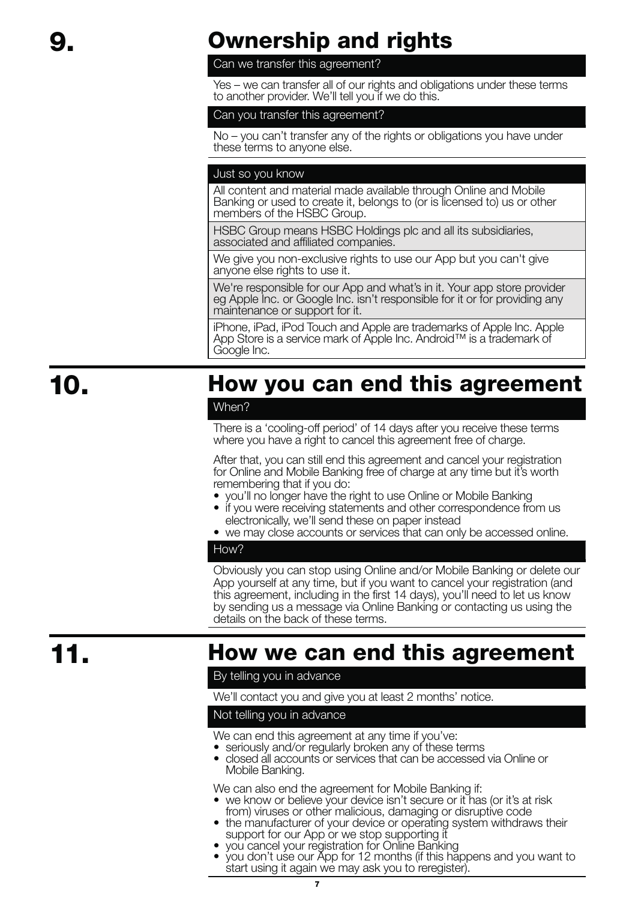## 9. Ownership and rights

### Can we transfer this agreement?

Yes – we can transfer all of our rights and obligations under these terms to another provider. We'll tell you if we do this.

### Can you transfer this agreement?

No – you can't transfer any of the rights or obligations you have under these terms to anyone else.

### Just so you know

All content and material made available through Online and Mobile Banking or used to create it, belongs to (or is licensed to) us or other members of the HSBC Group.

HSBC Group means HSBC Holdings plc and all its subsidiaries, associated and affiliated companies.

We give you non-exclusive rights to use our App but you can't give anyone else rights to use it.

We're responsible for our App and what's in it. Your app store provider eg Apple Inc. or Google Inc. isn't responsible for it or for providing any maintenance or support for it.

iPhone, iPad, iPod Touch and Apple are trademarks of Apple Inc. Apple App Store is a service mark of Apple Inc. Android™ is a trademark of Google Inc.

## 10. How you can end this agreement

### When?

There is a 'cooling-off period' of 14 days after you receive these terms where you have a right to cancel this agreement free of charge.

After that, you can still end this agreement and cancel your registration for Online and Mobile Banking free of charge at any time but it's worth remembering that if you do:

- you'll no longer have the right to use Online or Mobile Banking
- if you were receiving statements and other correspondence from us electronically, we'll send these on paper instead
- we may close accounts or services that can only be accessed online.

### How?

Obviously you can stop using Online and/or Mobile Banking or delete our App yourself at any time, but if you want to cancel your registration (and this agreement, including in the first 14 days), you'll need to let us know by sending us a message via Online Banking or contacting us using the details on the back of these terms.

## 11. How we can end this agreement

### By telling you in advance

We'll contact you and give you at least 2 months' notice.

### Not telling you in advance

We can end this agreement at any time if you've:

- seriously and/or regularly broken any of these terms
- closed all accounts or services that can be accessed via Online or Mobile Banking.

We can also end the agreement for Mobile Banking if:

- we know or believe your device isn't secure or it has (or it's at risk from) viruses or other malicious, damaging or disruptive code
- the manufacturer of your device or operating system withdraws their support for our App or we stop supporting it
- you cancel your registration for Online Banking
- you don't use our App for 12 months (if this happens and you want to start using it again we may ask you to reregister).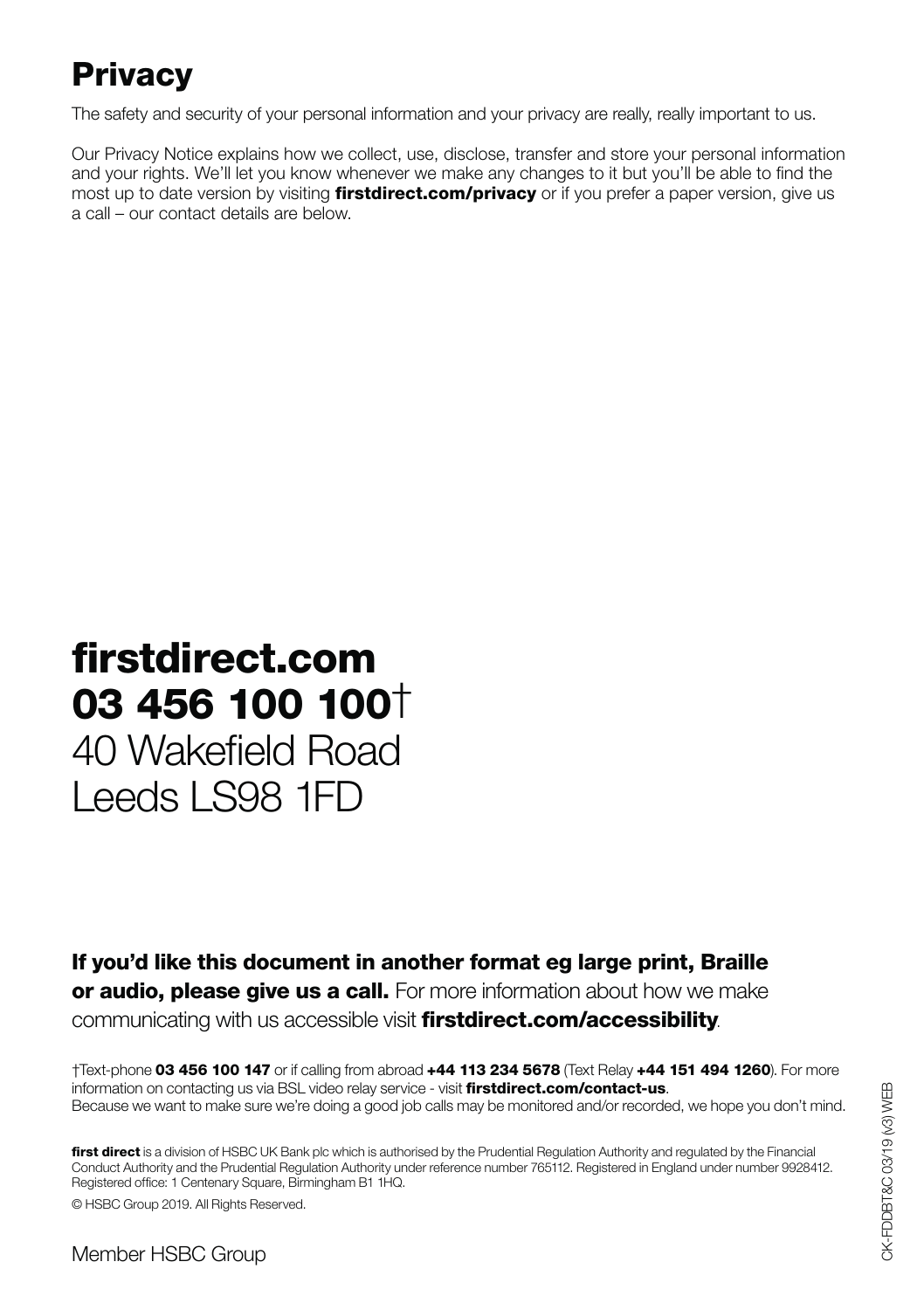# Privacy

The safety and security of your personal information and your privacy are really, really important to us.

Our Privacy Notice explains how we collect, use, disclose, transfer and store your personal information and your rights. We'll let you know whenever we make any changes to it but you'll be able to find the most up to date version by visiting **firstdirect.com/privacy** or if you prefer a paper version, give us a call – our contact details are below.

# firstdirect.com

# 03 456 100 100†

40 Wakefield Road
Leeds LS98 1FD

**If you'd like this document in another format eg large print, Braille or audio, please give us a call.** For more information about how we make communicating with us accessible visit **firstdirect.com/accessibility**.

†Text-phone **03 456 100 147** or if calling from abroad **+44 113 234 5678** (Text Relay **+44 151 494 1260**). For more information on contacting us via BSL video relay service - visit **firstdirect.com/contact-us**.
Because we want to make sure we're doing a good job calls may be monitored and/or recorded, we hope you don't mind.

**first direct** is a division of HSBC UK Bank plc which is authorised by the Prudential Regulation Authority and regulated by the Financial Conduct Authority and the Prudential Regulation Authority under reference number 765112. Registered in England under number 9928412. Registered office: 1 Centenary Square, Birmingham B1 1HQ.

© HSBC Group 2019. All Rights Reserved.

Member HSBC Group

CK-FDDBT&C 03/19 (v3) WEB